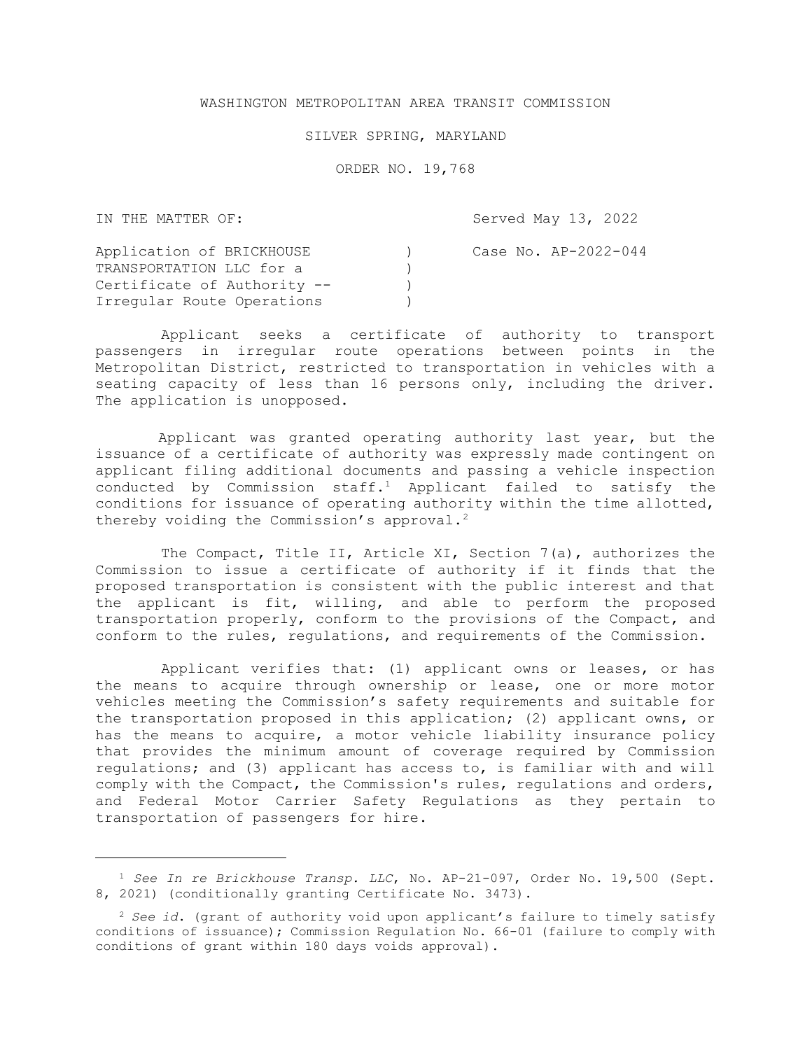WASHINGTON METROPOLITAN AREA TRANSIT COMMISSION

SILVER SPRING, MARYLAND

ORDER NO. 19,768

| IN THE MATTER OF: | Served May 13, 2022 |
|---|---|
| Application of BRICKHOUSE TRANSPORTATION LLC for a Certificate of Authority -- Irregular Route Operations | Case No. AP-2022-044 |

Applicant seeks a certificate of authority to transport passengers in irregular route operations between points in the Metropolitan District, restricted to transportation in vehicles with a seating capacity of less than 16 persons only, including the driver. The application is unopposed.

Applicant was granted operating authority last year, but the issuance of a certificate of authority was expressly made contingent on applicant filing additional documents and passing a vehicle inspection conducted by Commission staff.[1] Applicant failed to satisfy the conditions for issuance of operating authority within the time allotted, thereby voiding the Commission's approval.[2]

The Compact, Title II, Article XI, Section 7(a), authorizes the Commission to issue a certificate of authority if it finds that the proposed transportation is consistent with the public interest and that the applicant is fit, willing, and able to perform the proposed transportation properly, conform to the provisions of the Compact, and conform to the rules, regulations, and requirements of the Commission.

Applicant verifies that: (1) applicant owns or leases, or has the means to acquire through ownership or lease, one or more motor vehicles meeting the Commission's safety requirements and suitable for the transportation proposed in this application; (2) applicant owns, or has the means to acquire, a motor vehicle liability insurance policy that provides the minimum amount of coverage required by Commission regulations; and (3) applicant has access to, is familiar with and will comply with the Compact, the Commission's rules, regulations and orders, and Federal Motor Carrier Safety Regulations as they pertain to transportation of passengers for hire.

---

[1] *See In re Brickhouse Transp. LLC*, No. AP-21-097, Order No. 19,500 (Sept. 8, 2021) (conditionally granting Certificate No. 3473).

[2] *See id.* (grant of authority void upon applicant's failure to timely satisfy conditions of issuance); Commission Regulation No. 66-01 (failure to comply with conditions of grant within 180 days voids approval).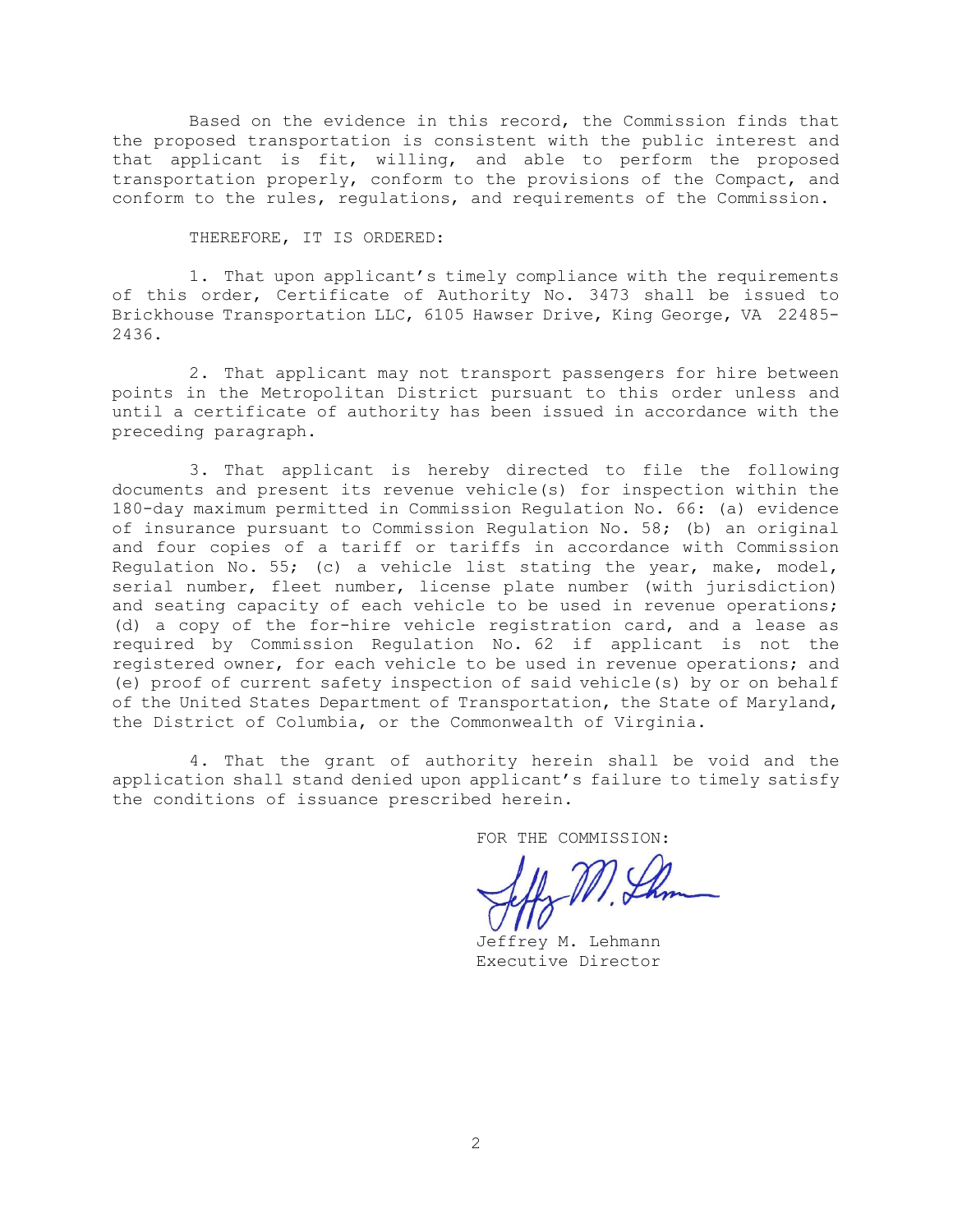Based on the evidence in this record, the Commission finds that the proposed transportation is consistent with the public interest and that applicant is fit, willing, and able to perform the proposed transportation properly, conform to the provisions of the Compact, and conform to the rules, regulations, and requirements of the Commission.

THEREFORE, IT IS ORDERED:

1. That upon applicant's timely compliance with the requirements of this order, Certificate of Authority No. 3473 shall be issued to Brickhouse Transportation LLC, 6105 Hawser Drive, King George, VA 22485-2436.

2. That applicant may not transport passengers for hire between points in the Metropolitan District pursuant to this order unless and until a certificate of authority has been issued in accordance with the preceding paragraph.

3. That applicant is hereby directed to file the following documents and present its revenue vehicle(s) for inspection within the 180-day maximum permitted in Commission Regulation No. 66: (a) evidence of insurance pursuant to Commission Regulation No. 58; (b) an original and four copies of a tariff or tariffs in accordance with Commission Regulation No. 55; (c) a vehicle list stating the year, make, model, serial number, fleet number, license plate number (with jurisdiction) and seating capacity of each vehicle to be used in revenue operations; (d) a copy of the for-hire vehicle registration card, and a lease as required by Commission Regulation No. 62 if applicant is not the registered owner, for each vehicle to be used in revenue operations; and (e) proof of current safety inspection of said vehicle(s) by or on behalf of the United States Department of Transportation, the State of Maryland, the District of Columbia, or the Commonwealth of Virginia.

4. That the grant of authority herein shall be void and the application shall stand denied upon applicant's failure to timely satisfy the conditions of issuance prescribed herein.

FOR THE COMMISSION:

Jeffrey M. Lehmann
Executive Director